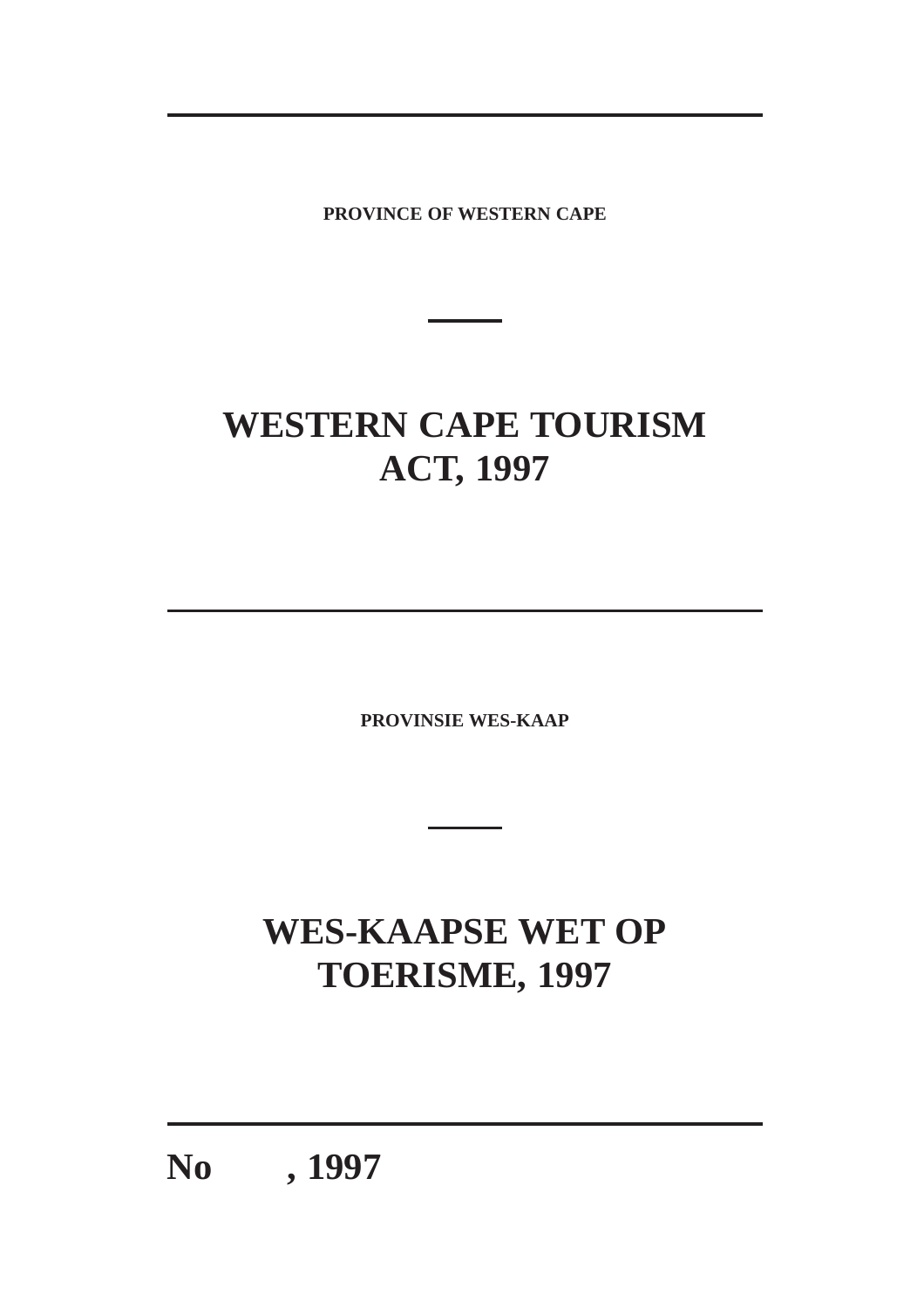**PROVINCE OF WESTERN CAPE**

# WESTERN CAPE TOURISM ACT, 1997

**PROVINSIE WES-KAAP**

# WES-KAAPSE WET OP TOERISME, 1997

## No , 1997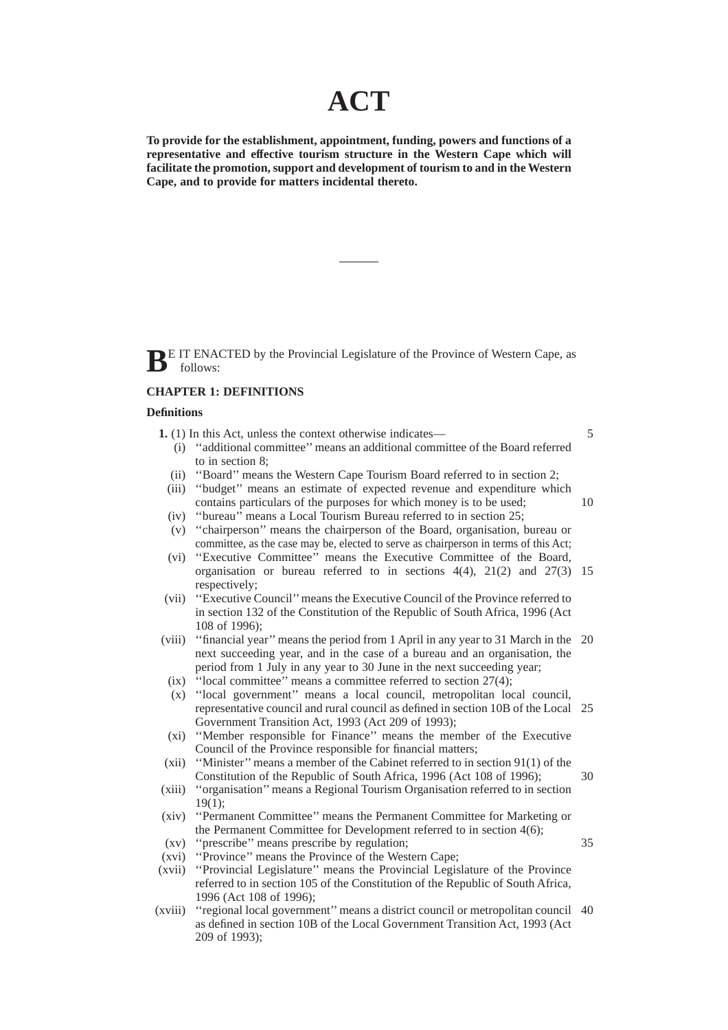# ACT

**To provide for the establishment, appointment, funding, powers and functions of a representative and effective tourism structure in the Western Cape which will facilitate the promotion, support and development of tourism to and in the Western Cape, and to provide for matters incidental thereto.**

---

**B**E IT ENACTED by the Provincial Legislature of the Province of Western Cape, as follows:

## CHAPTER 1: DEFINITIONS

### Definitions

**1.** (1) In this Act, unless the context otherwise indicates—

(i) ''additional committee'' means an additional committee of the Board referred to in section 8;

(ii) ''Board'' means the Western Cape Tourism Board referred to in section 2;

(iii) ''budget'' means an estimate of expected revenue and expenditure which contains particulars of the purposes for which money is to be used;

(iv) ''bureau'' means a Local Tourism Bureau referred to in section 25;

(v) ''chairperson'' means the chairperson of the Board, organisation, bureau or committee, as the case may be, elected to serve as chairperson in terms of this Act;

(vi) ''Executive Committee'' means the Executive Committee of the Board, organisation or bureau referred to in sections 4(4), 21(2) and 27(3) respectively;

(vii) ''Executive Council'' means the Executive Council of the Province referred to in section 132 of the Constitution of the Republic of South Africa, 1996 (Act 108 of 1996);

(viii) ''financial year'' means the period from 1 April in any year to 31 March in the next succeeding year, and in the case of a bureau and an organisation, the period from 1 July in any year to 30 June in the next succeeding year;

(ix) ''local committee'' means a committee referred to section 27(4);

(x) ''local government'' means a local council, metropolitan local council, representative council and rural council as defined in section 10B of the Local Government Transition Act, 1993 (Act 209 of 1993);

(xi) ''Member responsible for Finance'' means the member of the Executive Council of the Province responsible for financial matters;

(xii) ''Minister'' means a member of the Cabinet referred to in section 91(1) of the Constitution of the Republic of South Africa, 1996 (Act 108 of 1996);

(xiii) ''organisation'' means a Regional Tourism Organisation referred to in section 19(1);

(xiv) ''Permanent Committee'' means the Permanent Committee for Marketing or the Permanent Committee for Development referred to in section 4(6);

(xv) ''prescribe'' means prescribe by regulation;

(xvi) ''Province'' means the Province of the Western Cape;

(xvii) ''Provincial Legislature'' means the Provincial Legislature of the Province referred to in section 105 of the Constitution of the Republic of South Africa, 1996 (Act 108 of 1996);

(xviii) ''regional local government'' means a district council or metropolitan council as defined in section 10B of the Local Government Transition Act, 1993 (Act 209 of 1993);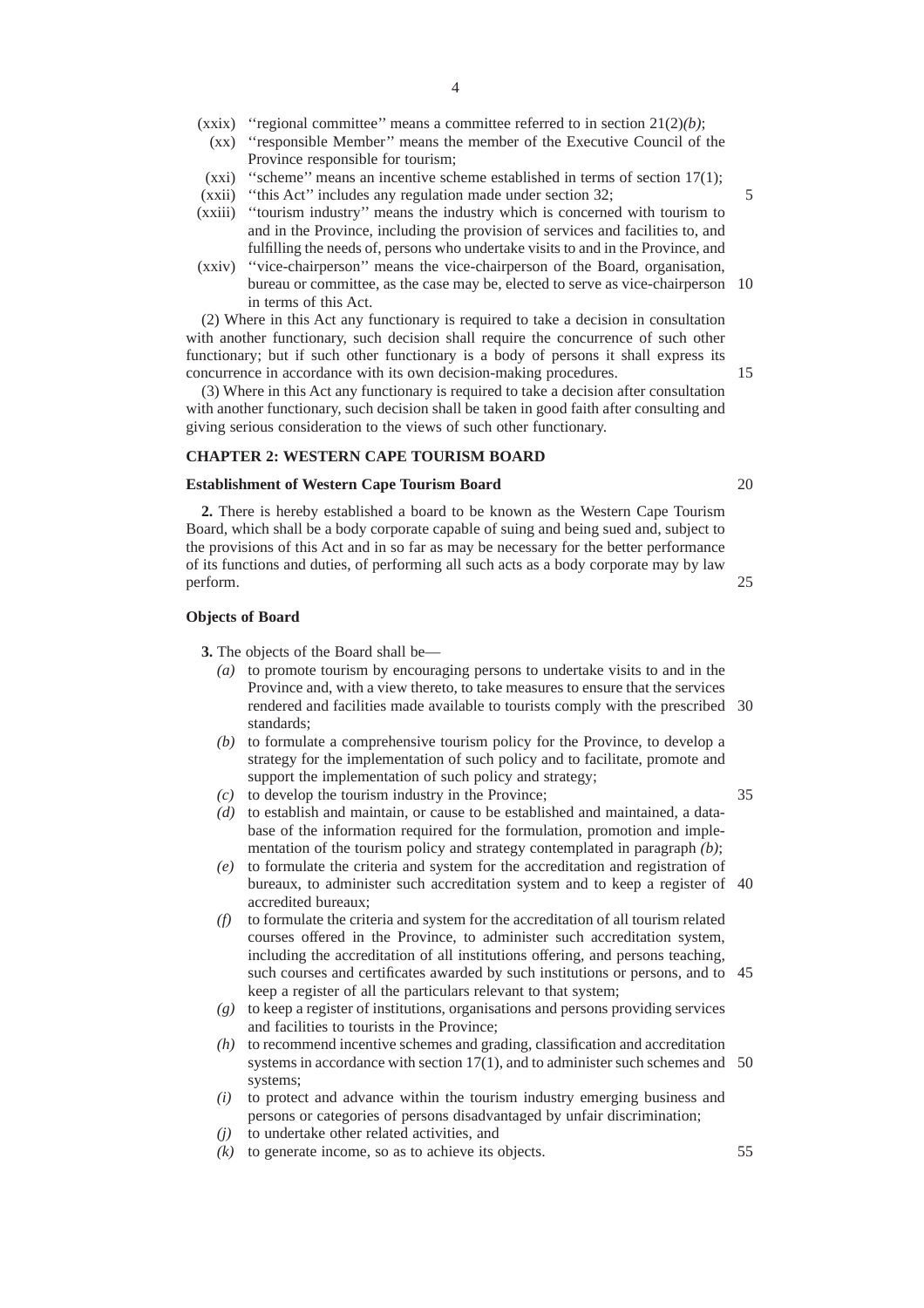(xxix) ''regional committee'' means a committee referred to in section 21(2)*(b)*;

(xx) ''responsible Member'' means the member of the Executive Council of the Province responsible for tourism;

(xxi) ''scheme'' means an incentive scheme established in terms of section 17(1);

(xxii) ''this Act'' includes any regulation made under section 32;

(xxiii) ''tourism industry'' means the industry which is concerned with tourism to and in the Province, including the provision of services and facilities to, and fulfilling the needs of, persons who undertake visits to and in the Province, and

(xxiv) ''vice-chairperson'' means the vice-chairperson of the Board, organisation, bureau or committee, as the case may be, elected to serve as vice-chairperson in terms of this Act.

(2) Where in this Act any functionary is required to take a decision in consultation with another functionary, such decision shall require the concurrence of such other functionary; but if such other functionary is a body of persons it shall express its concurrence in accordance with its own decision-making procedures.

(3) Where in this Act any functionary is required to take a decision after consultation with another functionary, such decision shall be taken in good faith after consulting and giving serious consideration to the views of such other functionary.

## CHAPTER 2: WESTERN CAPE TOURISM BOARD

### Establishment of Western Cape Tourism Board

**2.** There is hereby established a board to be known as the Western Cape Tourism Board, which shall be a body corporate capable of suing and being sued and, subject to the provisions of this Act and in so far as may be necessary for the better performance of its functions and duties, of performing all such acts as a body corporate may by law perform.

### Objects of Board

**3.** The objects of the Board shall be—

*(a)* to promote tourism by encouraging persons to undertake visits to and in the Province and, with a view thereto, to take measures to ensure that the services rendered and facilities made available to tourists comply with the prescribed standards;

*(b)* to formulate a comprehensive tourism policy for the Province, to develop a strategy for the implementation of such policy and to facilitate, promote and support the implementation of such policy and strategy;

*(c)* to develop the tourism industry in the Province;

*(d)* to establish and maintain, or cause to be established and maintained, a database of the information required for the formulation, promotion and implementation of the tourism policy and strategy contemplated in paragraph *(b)*;

*(e)* to formulate the criteria and system for the accreditation and registration of bureaux, to administer such accreditation system and to keep a register of accredited bureaux;

*(f)* to formulate the criteria and system for the accreditation of all tourism related courses offered in the Province, to administer such accreditation system, including the accreditation of all institutions offering, and persons teaching, such courses and certificates awarded by such institutions or persons, and to keep a register of all the particulars relevant to that system;

*(g)* to keep a register of institutions, organisations and persons providing services and facilities to tourists in the Province;

*(h)* to recommend incentive schemes and grading, classification and accreditation systems in accordance with section 17(1), and to administer such schemes and systems;

*(i)* to protect and advance within the tourism industry emerging business and persons or categories of persons disadvantaged by unfair discrimination;

*(j)* to undertake other related activities, and

*(k)* to generate income, so as to achieve its objects.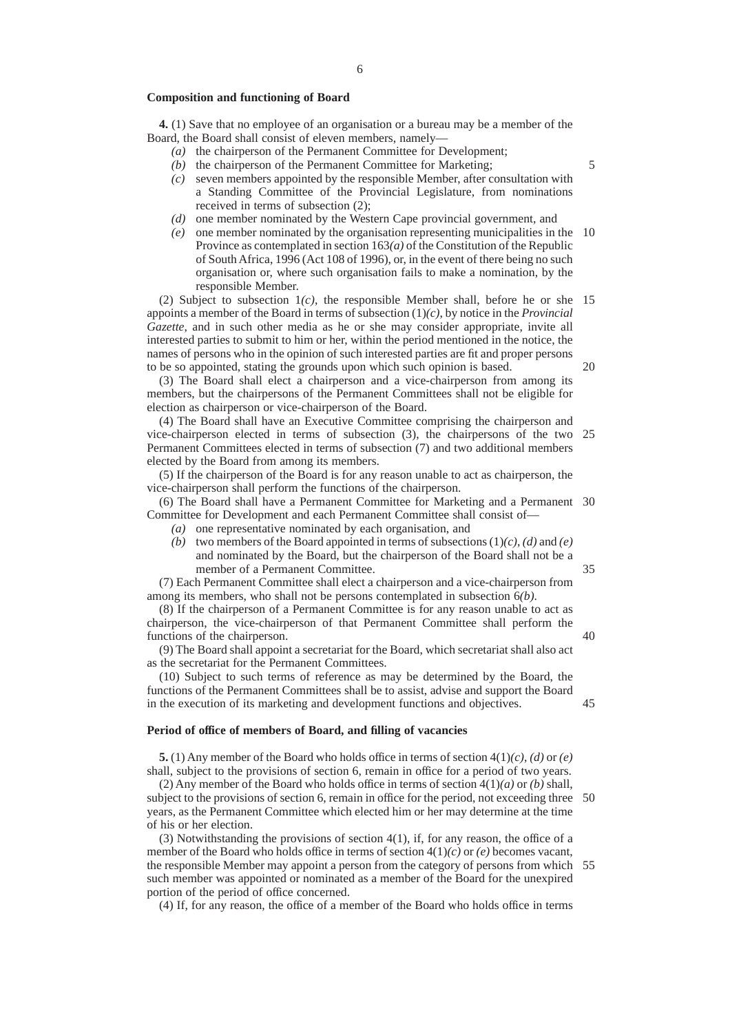**Composition and functioning of Board**

**4.** (1) Save that no employee of an organisation or a bureau may be a member of the Board, the Board shall consist of eleven members, namely—

*(a)* the chairperson of the Permanent Committee for Development;

*(b)* the chairperson of the Permanent Committee for Marketing;

*(c)* seven members appointed by the responsible Member, after consultation with a Standing Committee of the Provincial Legislature, from nominations received in terms of subsection (2);

*(d)* one member nominated by the Western Cape provincial government, and

*(e)* one member nominated by the organisation representing municipalities in the Province as contemplated in section 163*(a)* of the Constitution of the Republic of South Africa, 1996 (Act 108 of 1996), or, in the event of there being no such organisation or, where such organisation fails to make a nomination, by the responsible Member.

(2) Subject to subsection 1*(c)*, the responsible Member shall, before he or she appoints a member of the Board in terms of subsection (1)*(c)*, by notice in the *Provincial Gazette*, and in such other media as he or she may consider appropriate, invite all interested parties to submit to him or her, within the period mentioned in the notice, the names of persons who in the opinion of such interested parties are fit and proper persons to be so appointed, stating the grounds upon which such opinion is based.

(3) The Board shall elect a chairperson and a vice-chairperson from among its members, but the chairpersons of the Permanent Committees shall not be eligible for election as chairperson or vice-chairperson of the Board.

(4) The Board shall have an Executive Committee comprising the chairperson and vice-chairperson elected in terms of subsection (3), the chairpersons of the two Permanent Committees elected in terms of subsection (7) and two additional members elected by the Board from among its members.

(5) If the chairperson of the Board is for any reason unable to act as chairperson, the vice-chairperson shall perform the functions of the chairperson.

(6) The Board shall have a Permanent Committee for Marketing and a Permanent Committee for Development and each Permanent Committee shall consist of—

*(a)* one representative nominated by each organisation, and

*(b)* two members of the Board appointed in terms of subsections (1)*(c)*, *(d)* and *(e)* and nominated by the Board, but the chairperson of the Board shall not be a member of a Permanent Committee.

(7) Each Permanent Committee shall elect a chairperson and a vice-chairperson from among its members, who shall not be persons contemplated in subsection 6*(b)*.

(8) If the chairperson of a Permanent Committee is for any reason unable to act as chairperson, the vice-chairperson of that Permanent Committee shall perform the functions of the chairperson.

(9) The Board shall appoint a secretariat for the Board, which secretariat shall also act as the secretariat for the Permanent Committees.

(10) Subject to such terms of reference as may be determined by the Board, the functions of the Permanent Committees shall be to assist, advise and support the Board in the execution of its marketing and development functions and objectives.

**Period of office of members of Board, and filling of vacancies**

**5.** (1) Any member of the Board who holds office in terms of section 4(1)*(c)*, *(d)* or *(e)* shall, subject to the provisions of section 6, remain in office for a period of two years.

(2) Any member of the Board who holds office in terms of section 4(1)*(a)* or *(b)* shall, subject to the provisions of section 6, remain in office for the period, not exceeding three years, as the Permanent Committee which elected him or her may determine at the time of his or her election.

(3) Notwithstanding the provisions of section 4(1), if, for any reason, the office of a member of the Board who holds office in terms of section 4(1)*(c)* or *(e)* becomes vacant, the responsible Member may appoint a person from the category of persons from which such member was appointed or nominated as a member of the Board for the unexpired portion of the period of office concerned.

(4) If, for any reason, the office of a member of the Board who holds office in terms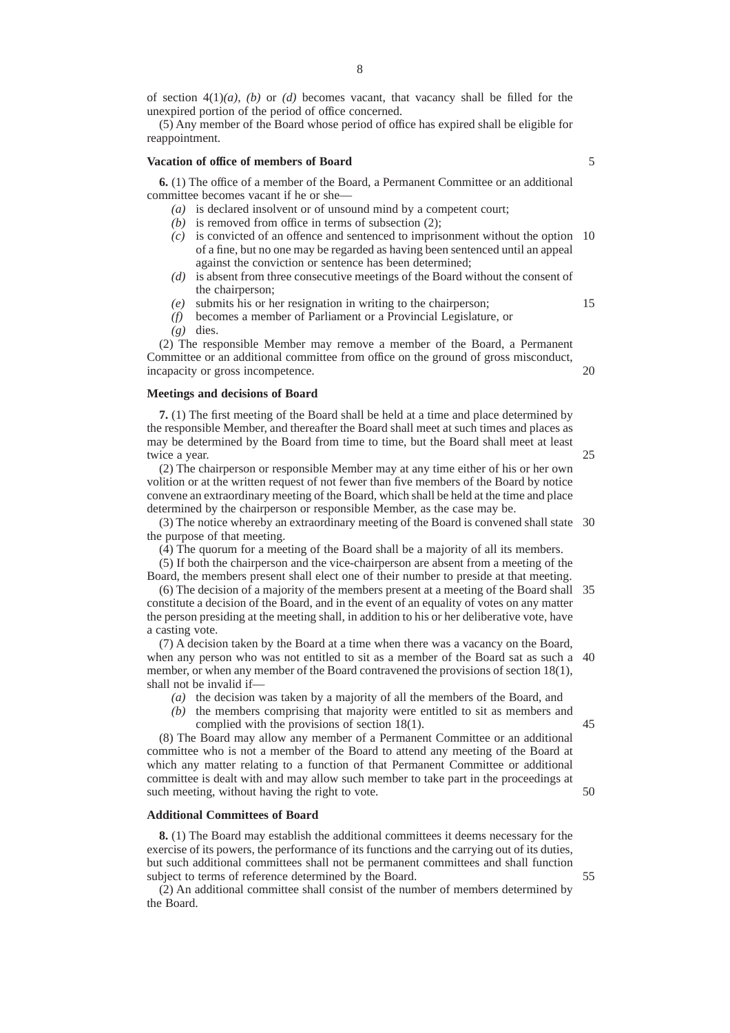of section 4(1)*(a)*, *(b)* or *(d)* becomes vacant, that vacancy shall be filled for the unexpired portion of the period of office concerned.

(5) Any member of the Board whose period of office has expired shall be eligible for reappointment.

**Vacation of office of members of Board**

**6.** (1) The office of a member of the Board, a Permanent Committee or an additional committee becomes vacant if he or she—

*(a)* is declared insolvent or of unsound mind by a competent court;

*(b)* is removed from office in terms of subsection (2);

*(c)* is convicted of an offence and sentenced to imprisonment without the option of a fine, but no one may be regarded as having been sentenced until an appeal against the conviction or sentence has been determined;

*(d)* is absent from three consecutive meetings of the Board without the consent of the chairperson;

*(e)* submits his or her resignation in writing to the chairperson;

*(f)* becomes a member of Parliament or a Provincial Legislature, or

*(g)* dies.

(2) The responsible Member may remove a member of the Board, a Permanent Committee or an additional committee from office on the ground of gross misconduct, incapacity or gross incompetence.

**Meetings and decisions of Board**

**7.** (1) The first meeting of the Board shall be held at a time and place determined by the responsible Member, and thereafter the Board shall meet at such times and places as may be determined by the Board from time to time, but the Board shall meet at least twice a year.

(2) The chairperson or responsible Member may at any time either of his or her own volition or at the written request of not fewer than five members of the Board by notice convene an extraordinary meeting of the Board, which shall be held at the time and place determined by the chairperson or responsible Member, as the case may be.

(3) The notice whereby an extraordinary meeting of the Board is convened shall state the purpose of that meeting.

(4) The quorum for a meeting of the Board shall be a majority of all its members.

(5) If both the chairperson and the vice-chairperson are absent from a meeting of the Board, the members present shall elect one of their number to preside at that meeting.

(6) The decision of a majority of the members present at a meeting of the Board shall constitute a decision of the Board, and in the event of an equality of votes on any matter the person presiding at the meeting shall, in addition to his or her deliberative vote, have a casting vote.

(7) A decision taken by the Board at a time when there was a vacancy on the Board, when any person who was not entitled to sit as a member of the Board sat as such a member, or when any member of the Board contravened the provisions of section 18(1), shall not be invalid if—

*(a)* the decision was taken by a majority of all the members of the Board, and

*(b)* the members comprising that majority were entitled to sit as members and complied with the provisions of section 18(1).

(8) The Board may allow any member of a Permanent Committee or an additional committee who is not a member of the Board to attend any meeting of the Board at which any matter relating to a function of that Permanent Committee or additional committee is dealt with and may allow such member to take part in the proceedings at such meeting, without having the right to vote.

**Additional Committees of Board**

**8.** (1) The Board may establish the additional committees it deems necessary for the exercise of its powers, the performance of its functions and the carrying out of its duties, but such additional committees shall not be permanent committees and shall function subject to terms of reference determined by the Board.

(2) An additional committee shall consist of the number of members determined by the Board.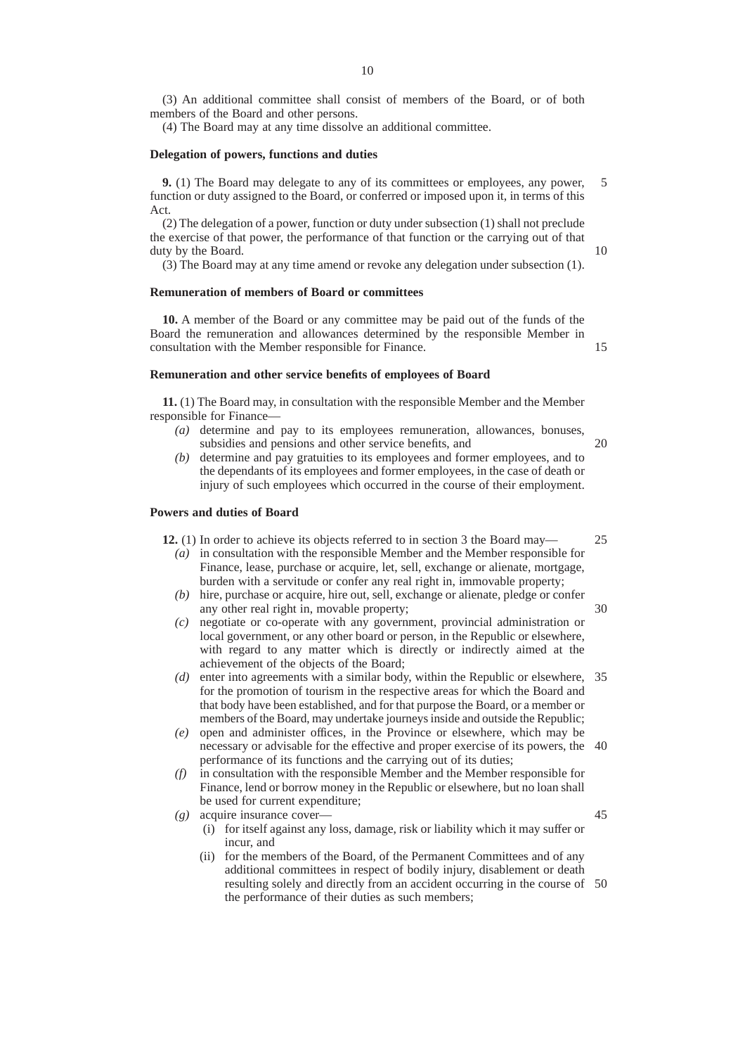(3) An additional committee shall consist of members of the Board, or of both members of the Board and other persons.

(4) The Board may at any time dissolve an additional committee.

**Delegation of powers, functions and duties**

**9.** (1) The Board may delegate to any of its committees or employees, any power, function or duty assigned to the Board, or conferred or imposed upon it, in terms of this Act.

(2) The delegation of a power, function or duty under subsection (1) shall not preclude the exercise of that power, the performance of that function or the carrying out of that duty by the Board.

(3) The Board may at any time amend or revoke any delegation under subsection (1).

**Remuneration of members of Board or committees**

**10.** A member of the Board or any committee may be paid out of the funds of the Board the remuneration and allowances determined by the responsible Member in consultation with the Member responsible for Finance.

**Remuneration and other service benefits of employees of Board**

**11.** (1) The Board may, in consultation with the responsible Member and the Member responsible for Finance—

*(a)* determine and pay to its employees remuneration, allowances, bonuses, subsidies and pensions and other service benefits, and

*(b)* determine and pay gratuities to its employees and former employees, and to the dependants of its employees and former employees, in the case of death or injury of such employees which occurred in the course of their employment.

**Powers and duties of Board**

**12.** (1) In order to achieve its objects referred to in section 3 the Board may—

*(a)* in consultation with the responsible Member and the Member responsible for Finance, lease, purchase or acquire, let, sell, exchange or alienate, mortgage, burden with a servitude or confer any real right in, immovable property;

*(b)* hire, purchase or acquire, hire out, sell, exchange or alienate, pledge or confer any other real right in, movable property;

*(c)* negotiate or co-operate with any government, provincial administration or local government, or any other board or person, in the Republic or elsewhere, with regard to any matter which is directly or indirectly aimed at the achievement of the objects of the Board;

*(d)* enter into agreements with a similar body, within the Republic or elsewhere, for the promotion of tourism in the respective areas for which the Board and that body have been established, and for that purpose the Board, or a member or members of the Board, may undertake journeys inside and outside the Republic;

*(e)* open and administer offices, in the Province or elsewhere, which may be necessary or advisable for the effective and proper exercise of its powers, the performance of its functions and the carrying out of its duties;

*(f)* in consultation with the responsible Member and the Member responsible for Finance, lend or borrow money in the Republic or elsewhere, but no loan shall be used for current expenditure;

*(g)* acquire insurance cover—

(i) for itself against any loss, damage, risk or liability which it may suffer or incur, and

(ii) for the members of the Board, of the Permanent Committees and of any additional committees in respect of bodily injury, disablement or death resulting solely and directly from an accident occurring in the course of the performance of their duties as such members;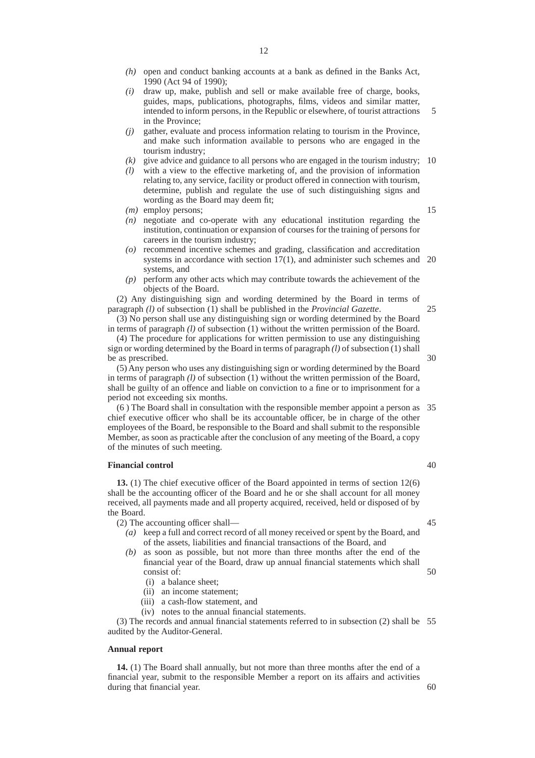*(h)* open and conduct banking accounts at a bank as defined in the Banks Act, 1990 (Act 94 of 1990);

*(i)* draw up, make, publish and sell or make available free of charge, books, guides, maps, publications, photographs, films, videos and similar matter, intended to inform persons, in the Republic or elsewhere, of tourist attractions in the Province;

*(j)* gather, evaluate and process information relating to tourism in the Province, and make such information available to persons who are engaged in the tourism industry;

*(k)* give advice and guidance to all persons who are engaged in the tourism industry;

*(l)* with a view to the effective marketing of, and the provision of information relating to, any service, facility or product offered in connection with tourism, determine, publish and regulate the use of such distinguishing signs and wording as the Board may deem fit;

*(m)* employ persons;

*(n)* negotiate and co-operate with any educational institution regarding the institution, continuation or expansion of courses for the training of persons for careers in the tourism industry;

*(o)* recommend incentive schemes and grading, classification and accreditation systems in accordance with section 17(1), and administer such schemes and systems, and

*(p)* perform any other acts which may contribute towards the achievement of the objects of the Board.

(2) Any distinguishing sign and wording determined by the Board in terms of paragraph *(l)* of subsection (1) shall be published in the *Provincial Gazette*.

(3) No person shall use any distinguishing sign or wording determined by the Board in terms of paragraph *(l)* of subsection (1) without the written permission of the Board.

(4) The procedure for applications for written permission to use any distinguishing sign or wording determined by the Board in terms of paragraph *(l)* of subsection (1) shall be as prescribed.

(5) Any person who uses any distinguishing sign or wording determined by the Board in terms of paragraph *(l)* of subsection (1) without the written permission of the Board, shall be guilty of an offence and liable on conviction to a fine or to imprisonment for a period not exceeding six months.

(6 ) The Board shall in consultation with the responsible member appoint a person as chief executive officer who shall be its accountable officer, be in charge of the other employees of the Board, be responsible to the Board and shall submit to the responsible Member, as soon as practicable after the conclusion of any meeting of the Board, a copy of the minutes of such meeting.

**Financial control**

**13.** (1) The chief executive officer of the Board appointed in terms of section 12(6) shall be the accounting officer of the Board and he or she shall account for all money received, all payments made and all property acquired, received, held or disposed of by the Board.

(2) The accounting officer shall—

*(a)* keep a full and correct record of all money received or spent by the Board, and of the assets, liabilities and financial transactions of the Board, and

*(b)* as soon as possible, but not more than three months after the end of the financial year of the Board, draw up annual financial statements which shall consist of:

(i) a balance sheet;

(ii) an income statement;

(iii) a cash-flow statement, and

(iv) notes to the annual financial statements.

(3) The records and annual financial statements referred to in subsection (2) shall be audited by the Auditor-General.

**Annual report**

**14.** (1) The Board shall annually, but not more than three months after the end of a financial year, submit to the responsible Member a report on its affairs and activities during that financial year.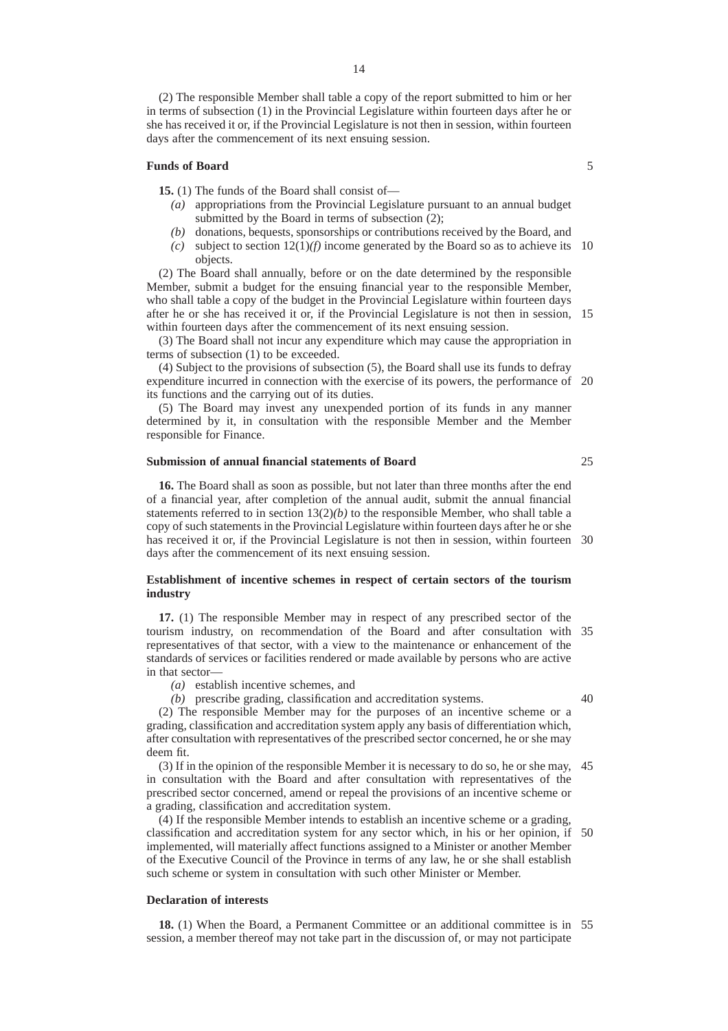(2) The responsible Member shall table a copy of the report submitted to him or her in terms of subsection (1) in the Provincial Legislature within fourteen days after he or she has received it or, if the Provincial Legislature is not then in session, within fourteen days after the commencement of its next ensuing session.

**Funds of Board**

**15.** (1) The funds of the Board shall consist of—

*(a)* appropriations from the Provincial Legislature pursuant to an annual budget submitted by the Board in terms of subsection (2);

*(b)* donations, bequests, sponsorships or contributions received by the Board, and

*(c)* subject to section 12(1)*(f)* income generated by the Board so as to achieve its objects.

(2) The Board shall annually, before or on the date determined by the responsible Member, submit a budget for the ensuing financial year to the responsible Member, who shall table a copy of the budget in the Provincial Legislature within fourteen days after he or she has received it or, if the Provincial Legislature is not then in session, within fourteen days after the commencement of its next ensuing session.

(3) The Board shall not incur any expenditure which may cause the appropriation in terms of subsection (1) to be exceeded.

(4) Subject to the provisions of subsection (5), the Board shall use its funds to defray expenditure incurred in connection with the exercise of its powers, the performance of its functions and the carrying out of its duties.

(5) The Board may invest any unexpended portion of its funds in any manner determined by it, in consultation with the responsible Member and the Member responsible for Finance.

**Submission of annual financial statements of Board**

**16.** The Board shall as soon as possible, but not later than three months after the end of a financial year, after completion of the annual audit, submit the annual financial statements referred to in section 13(2)*(b)* to the responsible Member, who shall table a copy of such statements in the Provincial Legislature within fourteen days after he or she has received it or, if the Provincial Legislature is not then in session, within fourteen days after the commencement of its next ensuing session.

**Establishment of incentive schemes in respect of certain sectors of the tourism industry**

**17.** (1) The responsible Member may in respect of any prescribed sector of the tourism industry, on recommendation of the Board and after consultation with representatives of that sector, with a view to the maintenance or enhancement of the standards of services or facilities rendered or made available by persons who are active in that sector—

*(a)* establish incentive schemes, and

*(b)* prescribe grading, classification and accreditation systems.

(2) The responsible Member may for the purposes of an incentive scheme or a grading, classification and accreditation system apply any basis of differentiation which, after consultation with representatives of the prescribed sector concerned, he or she may deem fit.

(3) If in the opinion of the responsible Member it is necessary to do so, he or she may, in consultation with the Board and after consultation with representatives of the prescribed sector concerned, amend or repeal the provisions of an incentive scheme or a grading, classification and accreditation system.

(4) If the responsible Member intends to establish an incentive scheme or a grading, classification and accreditation system for any sector which, in his or her opinion, if implemented, will materially affect functions assigned to a Minister or another Member of the Executive Council of the Province in terms of any law, he or she shall establish such scheme or system in consultation with such other Minister or Member.

**Declaration of interests**

**18.** (1) When the Board, a Permanent Committee or an additional committee is in session, a member thereof may not take part in the discussion of, or may not participate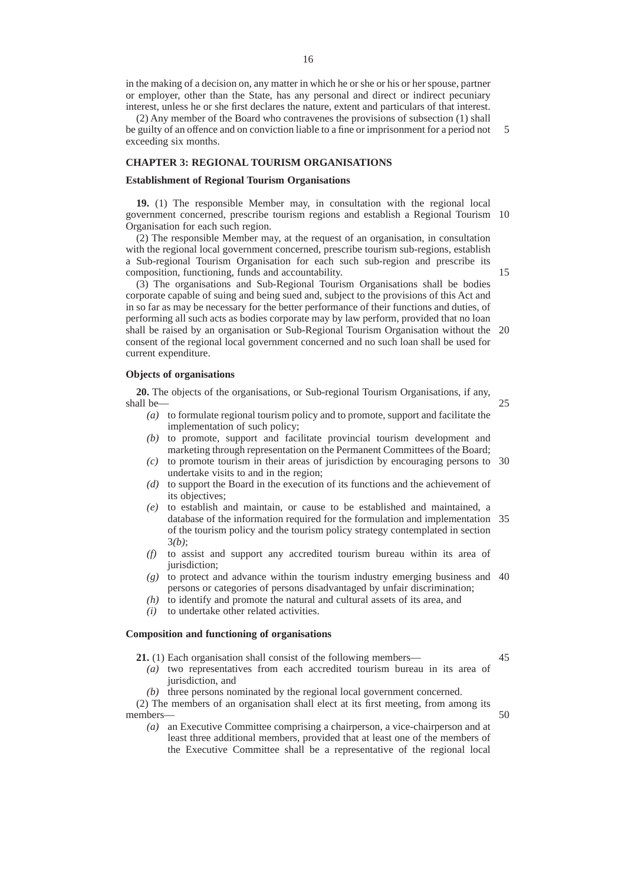in the making of a decision on, any matter in which he or she or his or her spouse, partner or employer, other than the State, has any personal and direct or indirect pecuniary interest, unless he or she first declares the nature, extent and particulars of that interest.

(2) Any member of the Board who contravenes the provisions of subsection (1) shall be guilty of an offence and on conviction liable to a fine or imprisonment for a period not exceeding six months.

## CHAPTER 3: REGIONAL TOURISM ORGANISATIONS

### Establishment of Regional Tourism Organisations

**19.** (1) The responsible Member may, in consultation with the regional local government concerned, prescribe tourism regions and establish a Regional Tourism Organisation for each such region.

(2) The responsible Member may, at the request of an organisation, in consultation with the regional local government concerned, prescribe tourism sub-regions, establish a Sub-regional Tourism Organisation for each such sub-region and prescribe its composition, functioning, funds and accountability.

(3) The organisations and Sub-Regional Tourism Organisations shall be bodies corporate capable of suing and being sued and, subject to the provisions of this Act and in so far as may be necessary for the better performance of their functions and duties, of performing all such acts as bodies corporate may by law perform, provided that no loan shall be raised by an organisation or Sub-Regional Tourism Organisation without the consent of the regional local government concerned and no such loan shall be used for current expenditure.

### Objects of organisations

**20.** The objects of the organisations, or Sub-regional Tourism Organisations, if any, shall be—

*(a)* to formulate regional tourism policy and to promote, support and facilitate the implementation of such policy;

*(b)* to promote, support and facilitate provincial tourism development and marketing through representation on the Permanent Committees of the Board;

*(c)* to promote tourism in their areas of jurisdiction by encouraging persons to undertake visits to and in the region;

*(d)* to support the Board in the execution of its functions and the achievement of its objectives;

*(e)* to establish and maintain, or cause to be established and maintained, a database of the information required for the formulation and implementation of the tourism policy and the tourism policy strategy contemplated in section 3*(b)*;

*(f)* to assist and support any accredited tourism bureau within its area of jurisdiction;

*(g)* to protect and advance within the tourism industry emerging business and persons or categories of persons disadvantaged by unfair discrimination;

*(h)* to identify and promote the natural and cultural assets of its area, and

*(i)* to undertake other related activities.

### Composition and functioning of organisations

**21.** (1) Each organisation shall consist of the following members—

*(a)* two representatives from each accredited tourism bureau in its area of jurisdiction, and

*(b)* three persons nominated by the regional local government concerned.

(2) The members of an organisation shall elect at its first meeting, from among its members—

*(a)* an Executive Committee comprising a chairperson, a vice-chairperson and at least three additional members, provided that at least one of the members of the Executive Committee shall be a representative of the regional local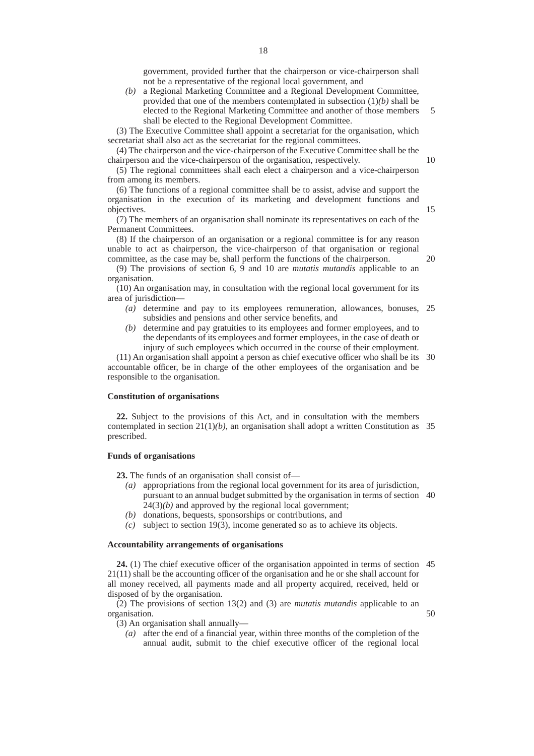government, provided further that the chairperson or vice-chairperson shall not be a representative of the regional local government, and

*(b)* a Regional Marketing Committee and a Regional Development Committee, provided that one of the members contemplated in subsection (1)*(b)* shall be elected to the Regional Marketing Committee and another of those members shall be elected to the Regional Development Committee.

(3) The Executive Committee shall appoint a secretariat for the organisation, which secretariat shall also act as the secretariat for the regional committees.

(4) The chairperson and the vice-chairperson of the Executive Committee shall be the chairperson and the vice-chairperson of the organisation, respectively.

(5) The regional committees shall each elect a chairperson and a vice-chairperson from among its members.

(6) The functions of a regional committee shall be to assist, advise and support the organisation in the execution of its marketing and development functions and objectives.

(7) The members of an organisation shall nominate its representatives on each of the Permanent Committees.

(8) If the chairperson of an organisation or a regional committee is for any reason unable to act as chairperson, the vice-chairperson of that organisation or regional committee, as the case may be, shall perform the functions of the chairperson.

(9) The provisions of section 6, 9 and 10 are *mutatis mutandis* applicable to an organisation.

(10) An organisation may, in consultation with the regional local government for its area of jurisdiction—

*(a)* determine and pay to its employees remuneration, allowances, bonuses, subsidies and pensions and other service benefits, and

*(b)* determine and pay gratuities to its employees and former employees, and to the dependants of its employees and former employees, in the case of death or injury of such employees which occurred in the course of their employment.

(11) An organisation shall appoint a person as chief executive officer who shall be its accountable officer, be in charge of the other employees of the organisation and be responsible to the organisation.

**Constitution of organisations**

**22.** Subject to the provisions of this Act, and in consultation with the members contemplated in section 21(1)*(b)*, an organisation shall adopt a written Constitution as prescribed.

**Funds of organisations**

**23.** The funds of an organisation shall consist of—

*(a)* appropriations from the regional local government for its area of jurisdiction, pursuant to an annual budget submitted by the organisation in terms of section 24(3)*(b)* and approved by the regional local government;

*(b)* donations, bequests, sponsorships or contributions, and

*(c)* subject to section 19(3), income generated so as to achieve its objects.

**Accountability arrangements of organisations**

**24.** (1) The chief executive officer of the organisation appointed in terms of section 21(11) shall be the accounting officer of the organisation and he or she shall account for all money received, all payments made and all property acquired, received, held or disposed of by the organisation.

(2) The provisions of section 13(2) and (3) are *mutatis mutandis* applicable to an organisation.

(3) An organisation shall annually—

*(a)* after the end of a financial year, within three months of the completion of the annual audit, submit to the chief executive officer of the regional local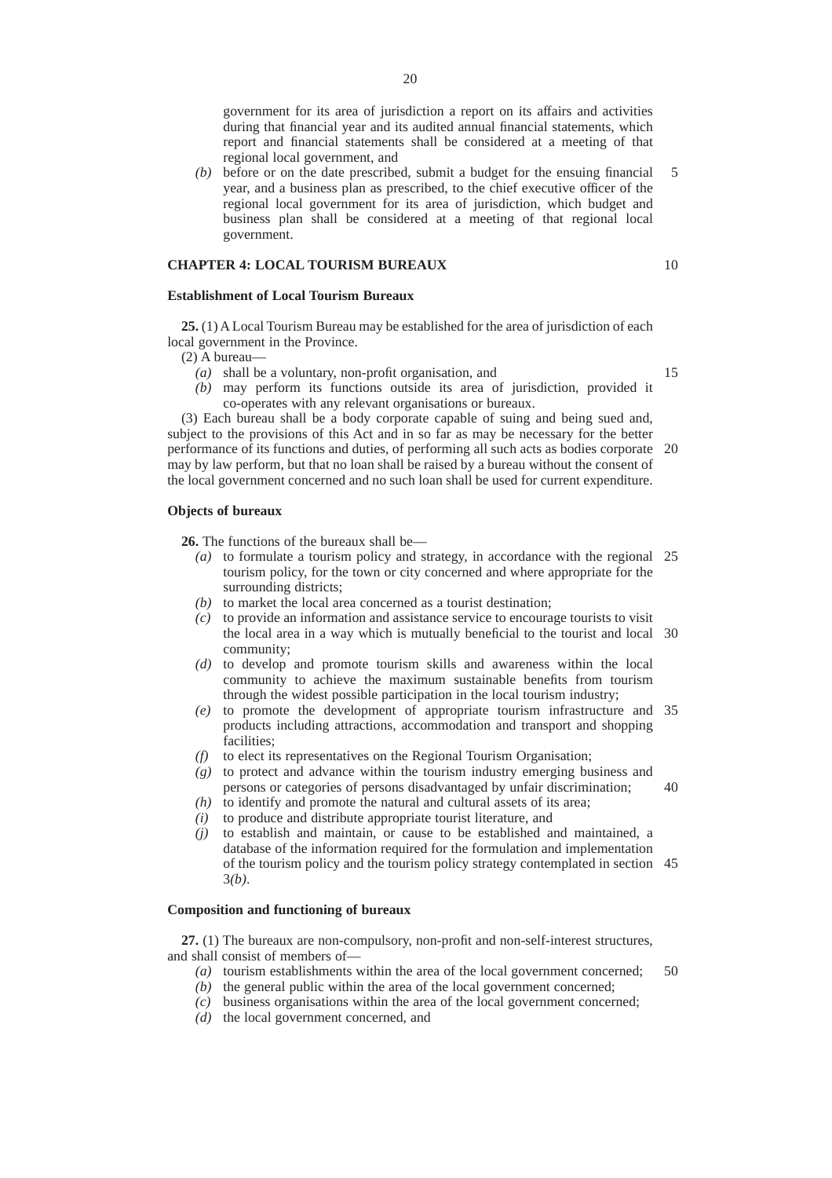government for its area of jurisdiction a report on its affairs and activities during that financial year and its audited annual financial statements, which report and financial statements shall be considered at a meeting of that regional local government, and

*(b)* before or on the date prescribed, submit a budget for the ensuing financial year, and a business plan as prescribed, to the chief executive officer of the regional local government for its area of jurisdiction, which budget and business plan shall be considered at a meeting of that regional local government.

## CHAPTER 4: LOCAL TOURISM BUREAUX

### Establishment of Local Tourism Bureaux

**25.** (1) A Local Tourism Bureau may be established for the area of jurisdiction of each local government in the Province.

(2) A bureau—

*(a)* shall be a voluntary, non-profit organisation, and

*(b)* may perform its functions outside its area of jurisdiction, provided it co-operates with any relevant organisations or bureaux.

(3) Each bureau shall be a body corporate capable of suing and being sued and, subject to the provisions of this Act and in so far as may be necessary for the better performance of its functions and duties, of performing all such acts as bodies corporate may by law perform, but that no loan shall be raised by a bureau without the consent of the local government concerned and no such loan shall be used for current expenditure.

### Objects of bureaux

**26.** The functions of the bureaux shall be—

*(a)* to formulate a tourism policy and strategy, in accordance with the regional tourism policy, for the town or city concerned and where appropriate for the surrounding districts;

*(b)* to market the local area concerned as a tourist destination;

*(c)* to provide an information and assistance service to encourage tourists to visit the local area in a way which is mutually beneficial to the tourist and local community;

*(d)* to develop and promote tourism skills and awareness within the local community to achieve the maximum sustainable benefits from tourism through the widest possible participation in the local tourism industry;

*(e)* to promote the development of appropriate tourism infrastructure and products including attractions, accommodation and transport and shopping facilities;

*(f)* to elect its representatives on the Regional Tourism Organisation;

*(g)* to protect and advance within the tourism industry emerging business and persons or categories of persons disadvantaged by unfair discrimination;

*(h)* to identify and promote the natural and cultural assets of its area;

*(i)* to produce and distribute appropriate tourist literature, and

*(j)* to establish and maintain, or cause to be established and maintained, a database of the information required for the formulation and implementation of the tourism policy and the tourism policy strategy contemplated in section 3*(b)*.

### Composition and functioning of bureaux

**27.** (1) The bureaux are non-compulsory, non-profit and non-self-interest structures, and shall consist of members of—

*(a)* tourism establishments within the area of the local government concerned;

*(b)* the general public within the area of the local government concerned;

*(c)* business organisations within the area of the local government concerned;

*(d)* the local government concerned, and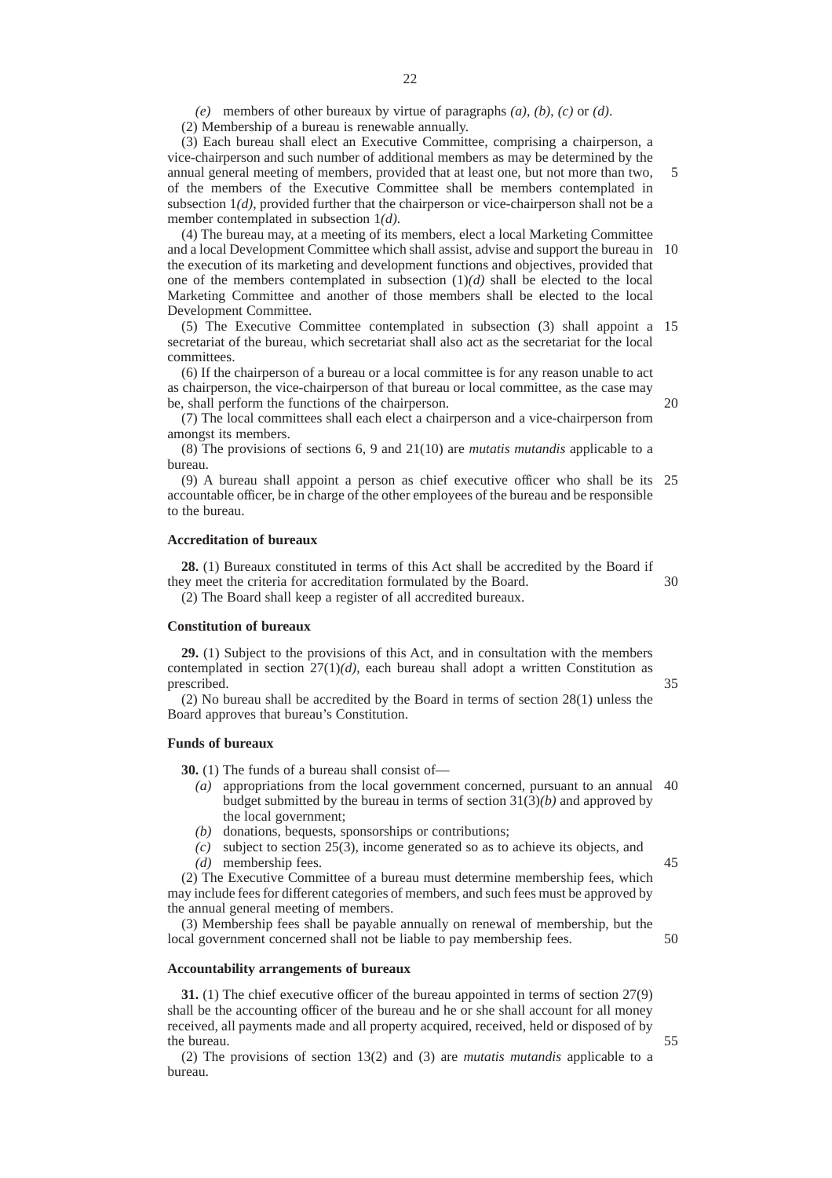*(e)* members of other bureaux by virtue of paragraphs *(a)*, *(b)*, *(c)* or *(d)*.

(2) Membership of a bureau is renewable annually.

(3) Each bureau shall elect an Executive Committee, comprising a chairperson, a vice-chairperson and such number of additional members as may be determined by the annual general meeting of members, provided that at least one, but not more than two, of the members of the Executive Committee shall be members contemplated in subsection 1*(d)*, provided further that the chairperson or vice-chairperson shall not be a member contemplated in subsection 1*(d)*.

(4) The bureau may, at a meeting of its members, elect a local Marketing Committee and a local Development Committee which shall assist, advise and support the bureau in the execution of its marketing and development functions and objectives, provided that one of the members contemplated in subsection (1)*(d)* shall be elected to the local Marketing Committee and another of those members shall be elected to the local Development Committee.

(5) The Executive Committee contemplated in subsection (3) shall appoint a secretariat of the bureau, which secretariat shall also act as the secretariat for the local committees.

(6) If the chairperson of a bureau or a local committee is for any reason unable to act as chairperson, the vice-chairperson of that bureau or local committee, as the case may be, shall perform the functions of the chairperson.

(7) The local committees shall each elect a chairperson and a vice-chairperson from amongst its members.

(8) The provisions of sections 6, 9 and 21(10) are *mutatis mutandis* applicable to a bureau.

(9) A bureau shall appoint a person as chief executive officer who shall be its accountable officer, be in charge of the other employees of the bureau and be responsible to the bureau.

**Accreditation of bureaux**

**28.** (1) Bureaux constituted in terms of this Act shall be accredited by the Board if they meet the criteria for accreditation formulated by the Board.

(2) The Board shall keep a register of all accredited bureaux.

**Constitution of bureaux**

**29.** (1) Subject to the provisions of this Act, and in consultation with the members contemplated in section 27(1)*(d)*, each bureau shall adopt a written Constitution as prescribed.

(2) No bureau shall be accredited by the Board in terms of section 28(1) unless the Board approves that bureau's Constitution.

**Funds of bureaux**

**30.** (1) The funds of a bureau shall consist of—

*(a)* appropriations from the local government concerned, pursuant to an annual budget submitted by the bureau in terms of section 31(3)*(b)* and approved by the local government;

*(b)* donations, bequests, sponsorships or contributions;

*(c)* subject to section 25(3), income generated so as to achieve its objects, and

*(d)* membership fees.

(2) The Executive Committee of a bureau must determine membership fees, which may include fees for different categories of members, and such fees must be approved by the annual general meeting of members.

(3) Membership fees shall be payable annually on renewal of membership, but the local government concerned shall not be liable to pay membership fees.

**Accountability arrangements of bureaux**

**31.** (1) The chief executive officer of the bureau appointed in terms of section 27(9) shall be the accounting officer of the bureau and he or she shall account for all money received, all payments made and all property acquired, received, held or disposed of by the bureau.

(2) The provisions of section 13(2) and (3) are *mutatis mutandis* applicable to a bureau.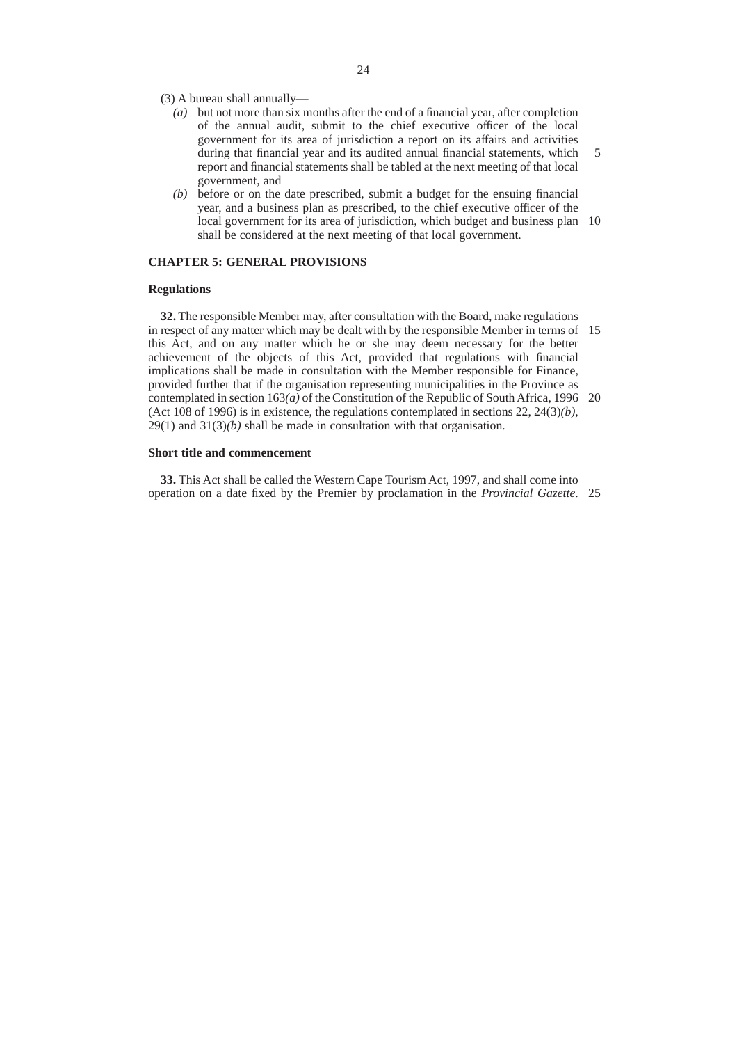(3) A bureau shall annually—

*(a)* but not more than six months after the end of a financial year, after completion of the annual audit, submit to the chief executive officer of the local government for its area of jurisdiction a report on its affairs and activities during that financial year and its audited annual financial statements, which report and financial statements shall be tabled at the next meeting of that local government, and

*(b)* before or on the date prescribed, submit a budget for the ensuing financial year, and a business plan as prescribed, to the chief executive officer of the local government for its area of jurisdiction, which budget and business plan shall be considered at the next meeting of that local government.

## CHAPTER 5: GENERAL PROVISIONS

### Regulations

**32.** The responsible Member may, after consultation with the Board, make regulations in respect of any matter which may be dealt with by the responsible Member in terms of this Act, and on any matter which he or she may deem necessary for the better achievement of the objects of this Act, provided that regulations with financial implications shall be made in consultation with the Member responsible for Finance, provided further that if the organisation representing municipalities in the Province as contemplated in section 163*(a)* of the Constitution of the Republic of South Africa, 1996 (Act 108 of 1996) is in existence, the regulations contemplated in sections 22, 24(3)*(b)*, 29(1) and 31(3)*(b)* shall be made in consultation with that organisation.

### Short title and commencement

**33.** This Act shall be called the Western Cape Tourism Act, 1997, and shall come into operation on a date fixed by the Premier by proclamation in the *Provincial Gazette*.